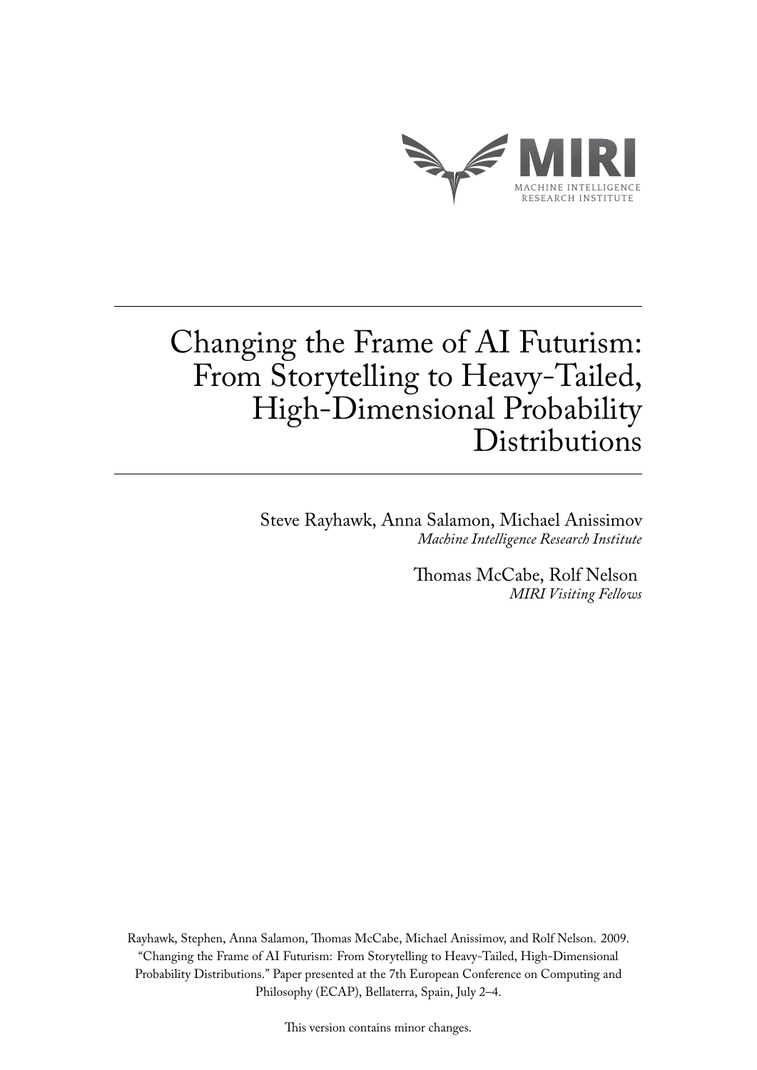# Changing the Frame of AI Futurism: From Storytelling to Heavy-Tailed, High-Dimensional Probability Distributions

Steve Rayhawk, Anna Salamon, Michael Anissimov
*Machine Intelligence Research Institute*

Thomas McCabe, Rolf Nelson
*MIRI Visiting Fellows*

Rayhawk, Stephen, Anna Salamon, Thomas McCabe, Michael Anissimov, and Rolf Nelson. 2009. "Changing the Frame of AI Futurism: From Storytelling to Heavy-Tailed, High-Dimensional Probability Distributions." Paper presented at the 7th European Conference on Computing and Philosophy (ECAP), Bellaterra, Spain, July 2–4.

This version contains minor changes.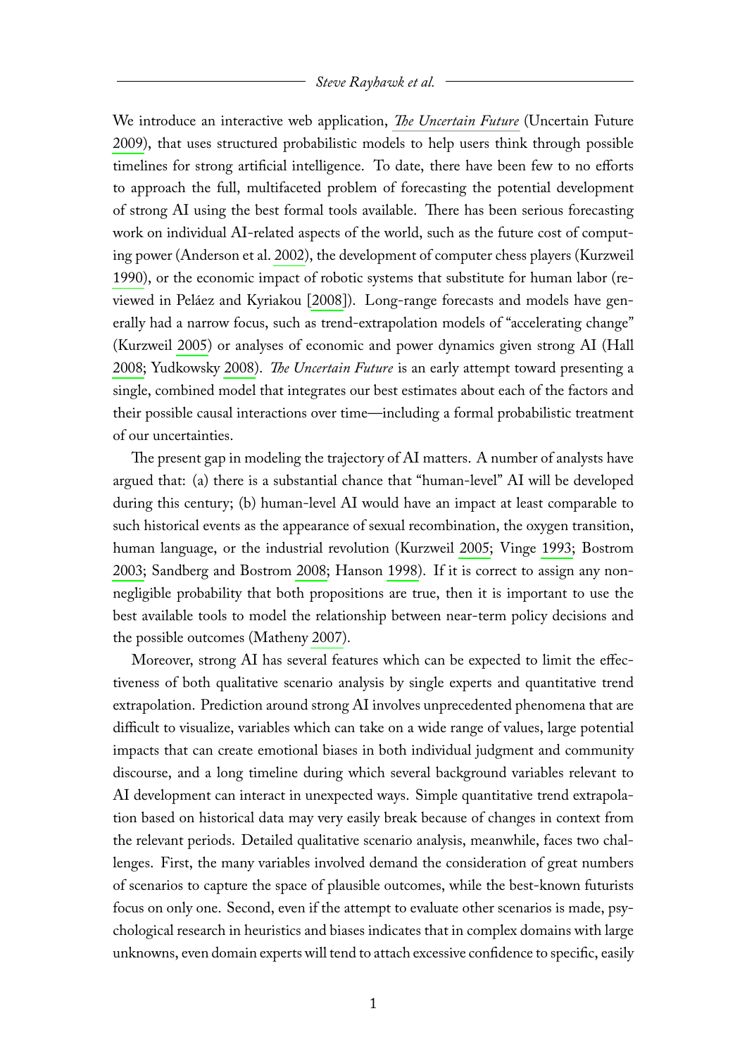We introduce an interactive web application, *The Uncertain Future* (Uncertain Future 2009), that uses structured probabilistic models to help users think through possible timelines for strong artificial intelligence. To date, there have been few to no efforts to approach the full, multifaceted problem of forecasting the potential development of strong AI using the best formal tools available. There has been serious forecasting work on individual AI-related aspects of the world, such as the future cost of computing power (Anderson et al. 2002), the development of computer chess players (Kurzweil 1990), or the economic impact of robotic systems that substitute for human labor (reviewed in Peláez and Kyriakou [2008]). Long-range forecasts and models have generally had a narrow focus, such as trend-extrapolation models of "accelerating change" (Kurzweil 2005) or analyses of economic and power dynamics given strong AI (Hall 2008; Yudkowsky 2008). *The Uncertain Future* is an early attempt toward presenting a single, combined model that integrates our best estimates about each of the factors and their possible causal interactions over time—including a formal probabilistic treatment of our uncertainties.

The present gap in modeling the trajectory of AI matters. A number of analysts have argued that: (a) there is a substantial chance that "human-level" AI will be developed during this century; (b) human-level AI would have an impact at least comparable to such historical events as the appearance of sexual recombination, the oxygen transition, human language, or the industrial revolution (Kurzweil 2005; Vinge 1993; Bostrom 2003; Sandberg and Bostrom 2008; Hanson 1998). If it is correct to assign any non-negligible probability that both propositions are true, then it is important to use the best available tools to model the relationship between near-term policy decisions and the possible outcomes (Matheny 2007).

Moreover, strong AI has several features which can be expected to limit the effectiveness of both qualitative scenario analysis by single experts and quantitative trend extrapolation. Prediction around strong AI involves unprecedented phenomena that are difficult to visualize, variables which can take on a wide range of values, large potential impacts that can create emotional biases in both individual judgment and community discourse, and a long timeline during which several background variables relevant to AI development can interact in unexpected ways. Simple quantitative trend extrapolation based on historical data may very easily break because of changes in context from the relevant periods. Detailed qualitative scenario analysis, meanwhile, faces two challenges. First, the many variables involved demand the consideration of great numbers of scenarios to capture the space of plausible outcomes, while the best-known futurists focus on only one. Second, even if the attempt to evaluate other scenarios is made, psychological research in heuristics and biases indicates that in complex domains with large unknowns, even domain experts will tend to attach excessive confidence to specific, easily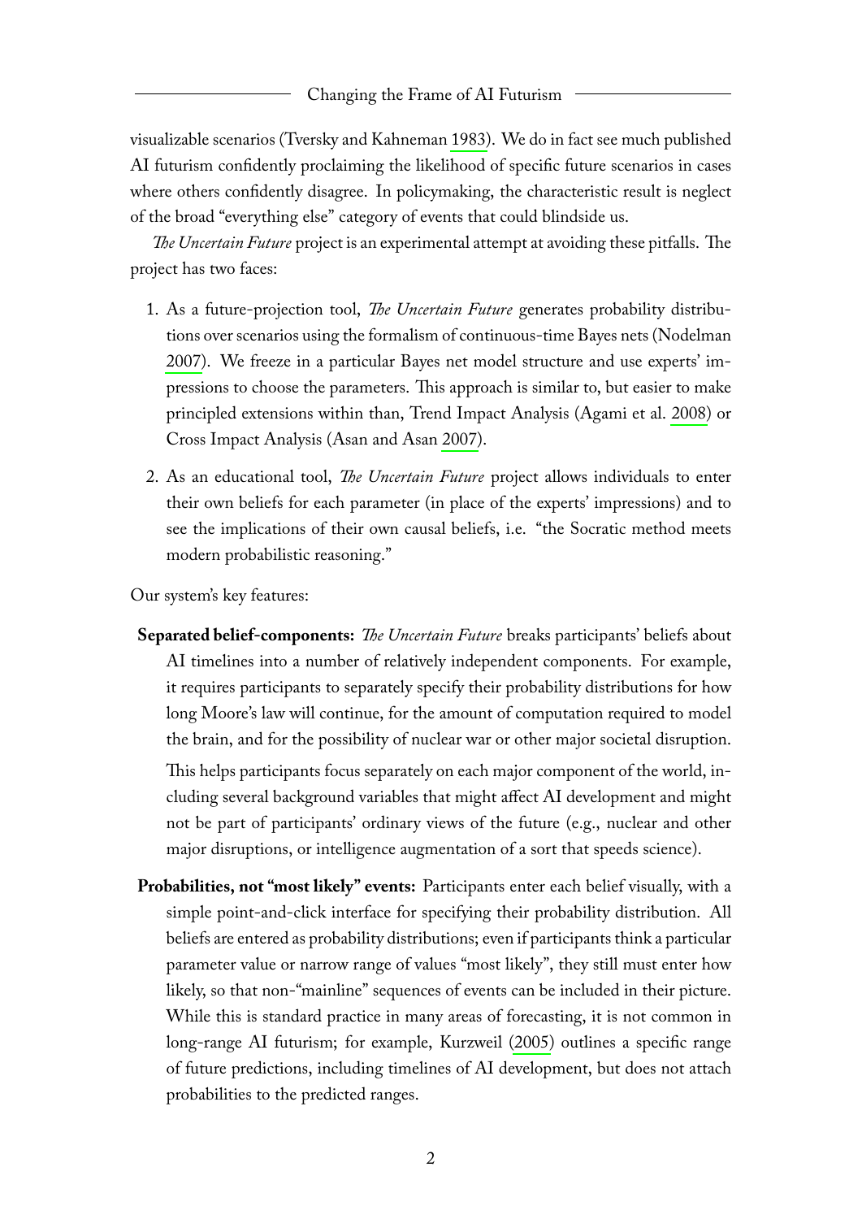visualizable scenarios (Tversky and Kahneman 1983). We do in fact see much published AI futurism confidently proclaiming the likelihood of specific future scenarios in cases where others confidently disagree. In policymaking, the characteristic result is neglect of the broad "everything else" category of events that could blindside us.

*The Uncertain Future* project is an experimental attempt at avoiding these pitfalls. The project has two faces:

1. As a future-projection tool, *The Uncertain Future* generates probability distributions over scenarios using the formalism of continuous-time Bayes nets (Nodelman 2007). We freeze in a particular Bayes net model structure and use experts' impressions to choose the parameters. This approach is similar to, but easier to make principled extensions within than, Trend Impact Analysis (Agami et al. 2008) or Cross Impact Analysis (Asan and Asan 2007).

2. As an educational tool, *The Uncertain Future* project allows individuals to enter their own beliefs for each parameter (in place of the experts' impressions) and to see the implications of their own causal beliefs, i.e. "the Socratic method meets modern probabilistic reasoning."

Our system's key features:

**Separated belief-components:** *The Uncertain Future* breaks participants' beliefs about AI timelines into a number of relatively independent components. For example, it requires participants to separately specify their probability distributions for how long Moore's law will continue, for the amount of computation required to model the brain, and for the possibility of nuclear war or other major societal disruption.

This helps participants focus separately on each major component of the world, including several background variables that might affect AI development and might not be part of participants' ordinary views of the future (e.g., nuclear and other major disruptions, or intelligence augmentation of a sort that speeds science).

**Probabilities, not "most likely" events:** Participants enter each belief visually, with a simple point-and-click interface for specifying their probability distribution. All beliefs are entered as probability distributions; even if participants think a particular parameter value or narrow range of values "most likely", they still must enter how likely, so that non-"mainline" sequences of events can be included in their picture. While this is standard practice in many areas of forecasting, it is not common in long-range AI futurism; for example, Kurzweil (2005) outlines a specific range of future predictions, including timelines of AI development, but does not attach probabilities to the predicted ranges.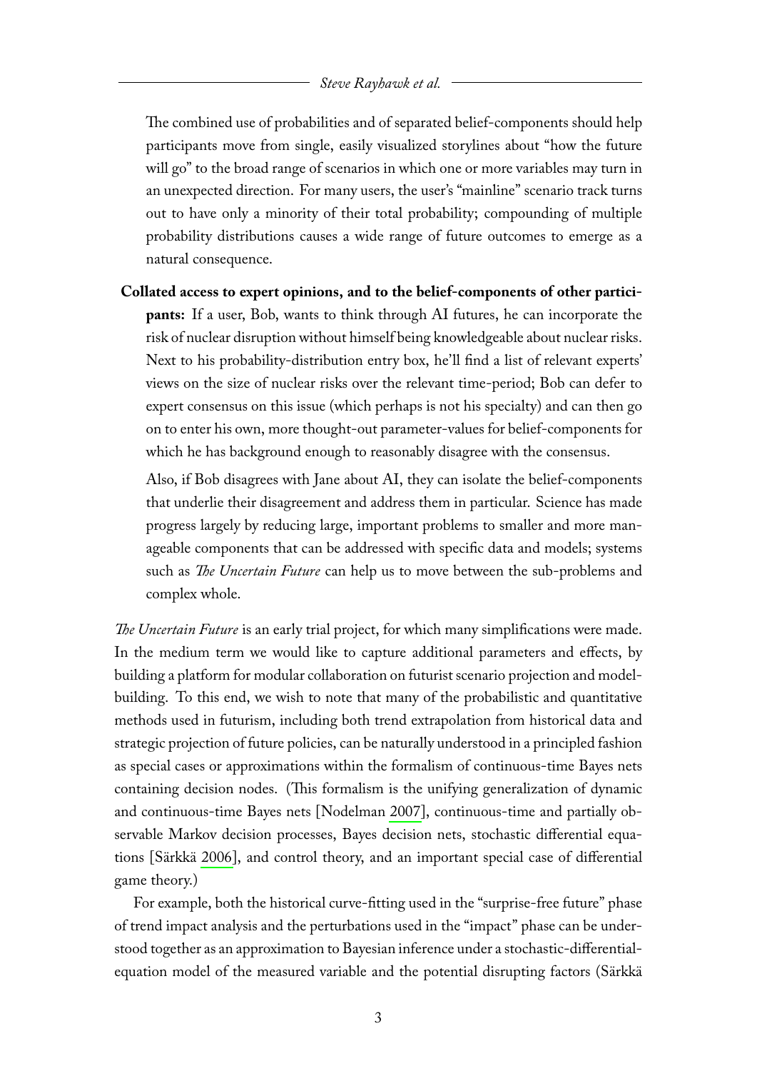The combined use of probabilities and of separated belief-components should help participants move from single, easily visualized storylines about "how the future will go" to the broad range of scenarios in which one or more variables may turn in an unexpected direction. For many users, the user's "mainline" scenario track turns out to have only a minority of their total probability; compounding of multiple probability distributions causes a wide range of future outcomes to emerge as a natural consequence.

**Collated access to expert opinions, and to the belief-components of other participants:** If a user, Bob, wants to think through AI futures, he can incorporate the risk of nuclear disruption without himself being knowledgeable about nuclear risks. Next to his probability-distribution entry box, he'll find a list of relevant experts' views on the size of nuclear risks over the relevant time-period; Bob can defer to expert consensus on this issue (which perhaps is not his specialty) and can then go on to enter his own, more thought-out parameter-values for belief-components for which he has background enough to reasonably disagree with the consensus.

Also, if Bob disagrees with Jane about AI, they can isolate the belief-components that underlie their disagreement and address them in particular. Science has made progress largely by reducing large, important problems to smaller and more manageable components that can be addressed with specific data and models; systems such as *The Uncertain Future* can help us to move between the sub-problems and complex whole.

*The Uncertain Future* is an early trial project, for which many simplifications were made. In the medium term we would like to capture additional parameters and effects, by building a platform for modular collaboration on futurist scenario projection and model-building. To this end, we wish to note that many of the probabilistic and quantitative methods used in futurism, including both trend extrapolation from historical data and strategic projection of future policies, can be naturally understood in a principled fashion as special cases or approximations within the formalism of continuous-time Bayes nets containing decision nodes. (This formalism is the unifying generalization of dynamic and continuous-time Bayes nets [Nodelman 2007], continuous-time and partially observable Markov decision processes, Bayes decision nets, stochastic differential equations [Särkkä 2006], and control theory, and an important special case of differential game theory.)

For example, both the historical curve-fitting used in the "surprise-free future" phase of trend impact analysis and the perturbations used in the "impact" phase can be understood together as an approximation to Bayesian inference under a stochastic-differential-equation model of the measured variable and the potential disrupting factors (Särkkä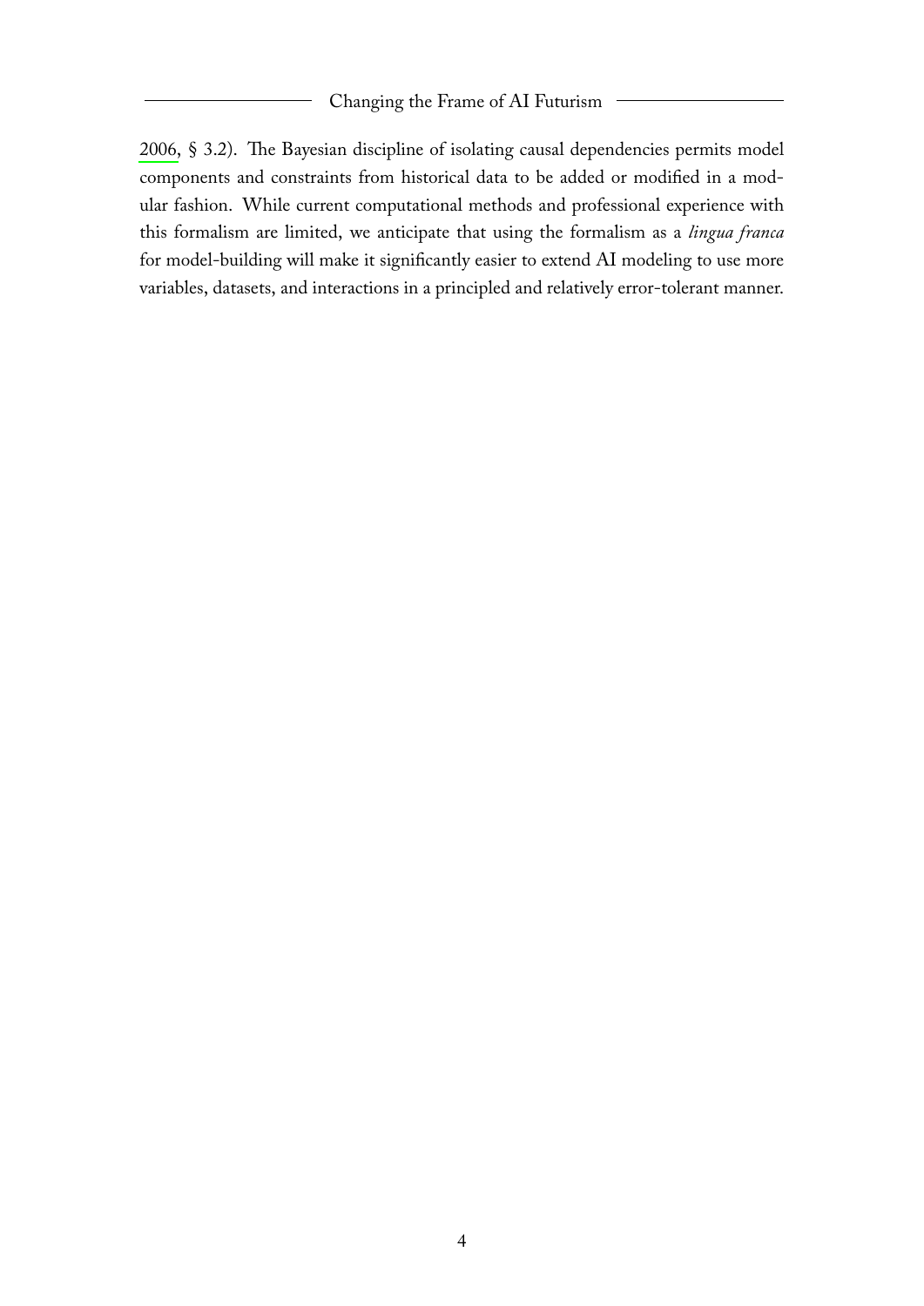2006, § 3.2). The Bayesian discipline of isolating causal dependencies permits model components and constraints from historical data to be added or modified in a modular fashion. While current computational methods and professional experience with this formalism are limited, we anticipate that using the formalism as a *lingua franca* for model-building will make it significantly easier to extend AI modeling to use more variables, datasets, and interactions in a principled and relatively error-tolerant manner.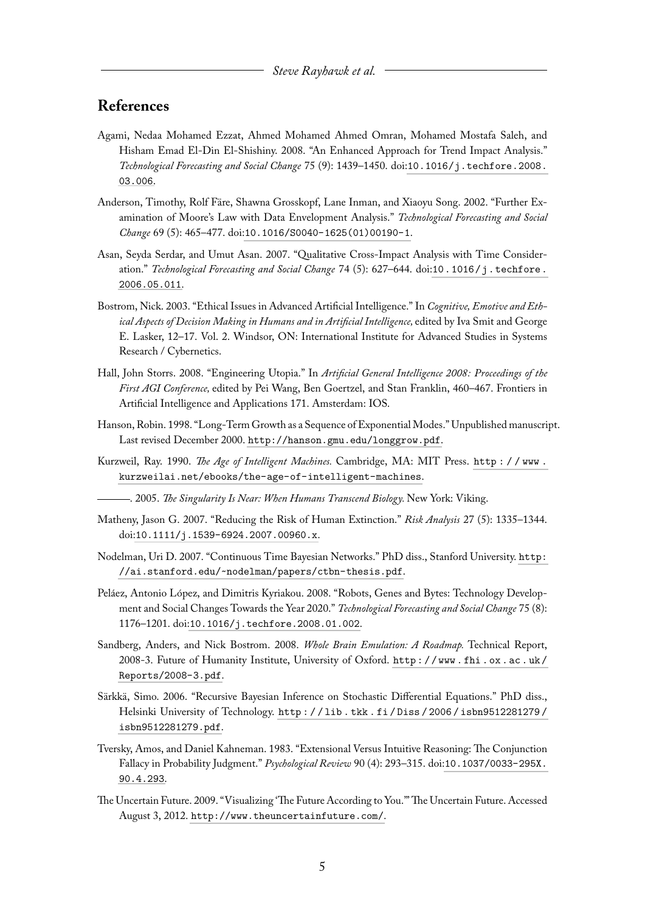## References

Agami, Nedaa Mohamed Ezzat, Ahmed Mohamed Ahmed Omran, Mohamed Mostafa Saleh, and Hisham Emad El-Din El-Shishiny. 2008. "An Enhanced Approach for Trend Impact Analysis." *Technological Forecasting and Social Change* 75 (9): 1439–1450. doi:10.1016/j.techfore.2008.03.006.

Anderson, Timothy, Rolf Färe, Shawna Grosskopf, Lane Inman, and Xiaoyu Song. 2002. "Further Examination of Moore's Law with Data Envelopment Analysis." *Technological Forecasting and Social Change* 69 (5): 465–477. doi:10.1016/S0040-1625(01)00190-1.

Asan, Seyda Serdar, and Umut Asan. 2007. "Qualitative Cross-Impact Analysis with Time Consideration." *Technological Forecasting and Social Change* 74 (5): 627–644. doi:10.1016/j.techfore.2006.05.011.

Bostrom, Nick. 2003. "Ethical Issues in Advanced Artificial Intelligence." In *Cognitive, Emotive and Ethical Aspects of Decision Making in Humans and in Artificial Intelligence,* edited by Iva Smit and George E. Lasker, 12–17. Vol. 2. Windsor, ON: International Institute for Advanced Studies in Systems Research / Cybernetics.

Hall, John Storrs. 2008. "Engineering Utopia." In *Artificial General Intelligence 2008: Proceedings of the First AGI Conference,* edited by Pei Wang, Ben Goertzel, and Stan Franklin, 460–467. Frontiers in Artificial Intelligence and Applications 171. Amsterdam: IOS.

Hanson, Robin. 1998. "Long-Term Growth as a Sequence of Exponential Modes." Unpublished manuscript. Last revised December 2000. http://hanson.gmu.edu/longgrow.pdf.

Kurzweil, Ray. 1990. *The Age of Intelligent Machines.* Cambridge, MA: MIT Press. http://www.kurzweilai.net/ebooks/the-age-of-intelligent-machines.

———. 2005. *The Singularity Is Near: When Humans Transcend Biology.* New York: Viking.

Matheny, Jason G. 2007. "Reducing the Risk of Human Extinction." *Risk Analysis* 27 (5): 1335–1344. doi:10.1111/j.1539-6924.2007.00960.x.

Nodelman, Uri D. 2007. "Continuous Time Bayesian Networks." PhD diss., Stanford University. http://ai.stanford.edu/~nodelman/papers/ctbn-thesis.pdf.

Peláez, Antonio López, and Dimitris Kyriakou. 2008. "Robots, Genes and Bytes: Technology Development and Social Changes Towards the Year 2020." *Technological Forecasting and Social Change* 75 (8): 1176–1201. doi:10.1016/j.techfore.2008.01.002.

Sandberg, Anders, and Nick Bostrom. 2008. *Whole Brain Emulation: A Roadmap.* Technical Report, 2008-3. Future of Humanity Institute, University of Oxford. http://www.fhi.ox.ac.uk/Reports/2008-3.pdf.

Särkkä, Simo. 2006. "Recursive Bayesian Inference on Stochastic Differential Equations." PhD diss., Helsinki University of Technology. http://lib.tkk.fi/Diss/2006/isbn9512281279/isbn9512281279.pdf.

Tversky, Amos, and Daniel Kahneman. 1983. "Extensional Versus Intuitive Reasoning: The Conjunction Fallacy in Probability Judgment." *Psychological Review* 90 (4): 293–315. doi:10.1037/0033-295X.90.4.293.

The Uncertain Future. 2009. "Visualizing 'The Future According to You.'" The Uncertain Future. Accessed August 3, 2012. http://www.theuncertainfuture.com/.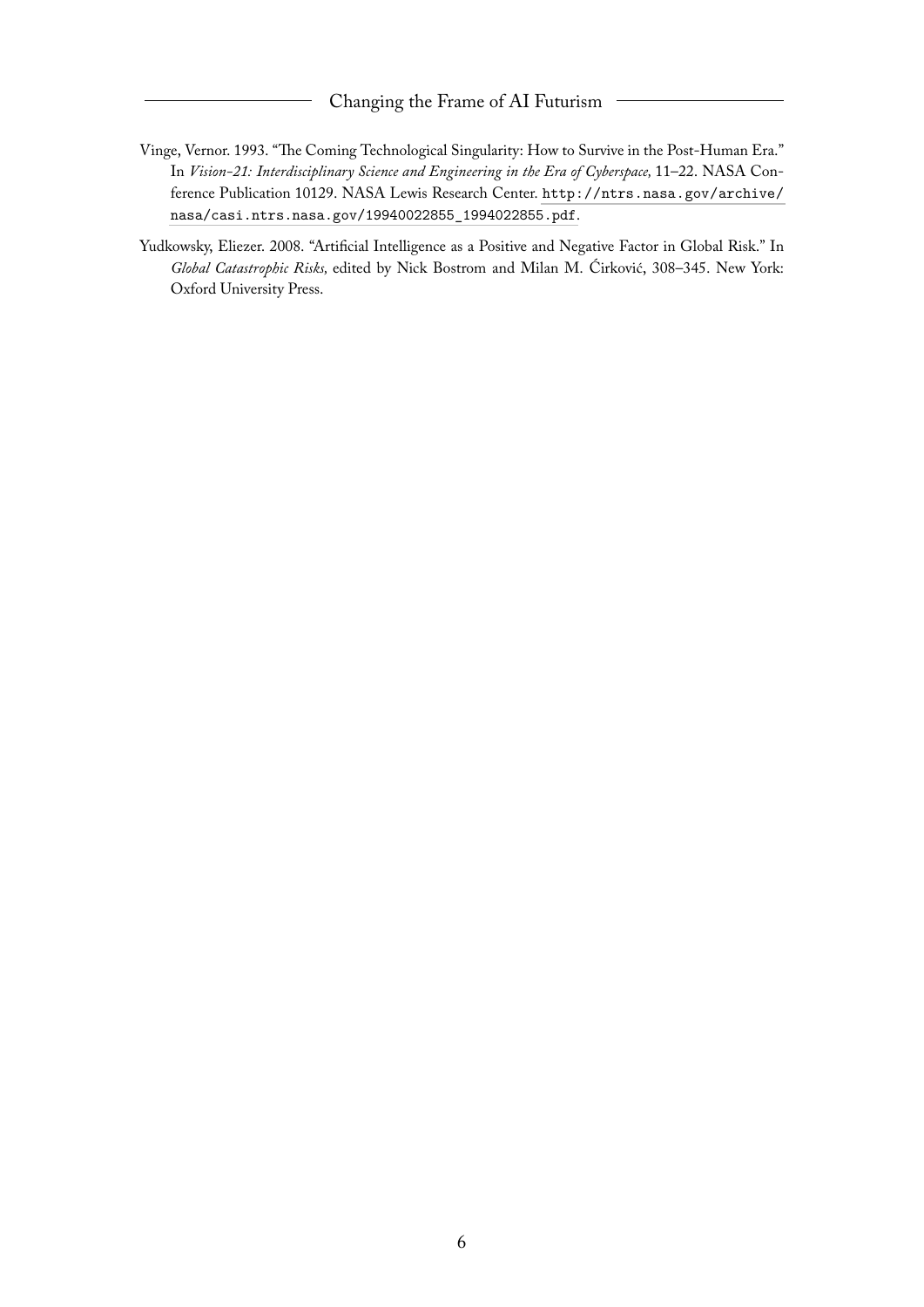Vinge, Vernor. 1993. "The Coming Technological Singularity: How to Survive in the Post-Human Era." In *Vision-21: Interdisciplinary Science and Engineering in the Era of Cyberspace,* 11–22. NASA Conference Publication 10129. NASA Lewis Research Center. http://ntrs.nasa.gov/archive/nasa/casi.ntrs.nasa.gov/19940022855_1994022855.pdf.

Yudkowsky, Eliezer. 2008. "Artificial Intelligence as a Positive and Negative Factor in Global Risk." In *Global Catastrophic Risks,* edited by Nick Bostrom and Milan M. Ćirković, 308–345. New York: Oxford University Press.